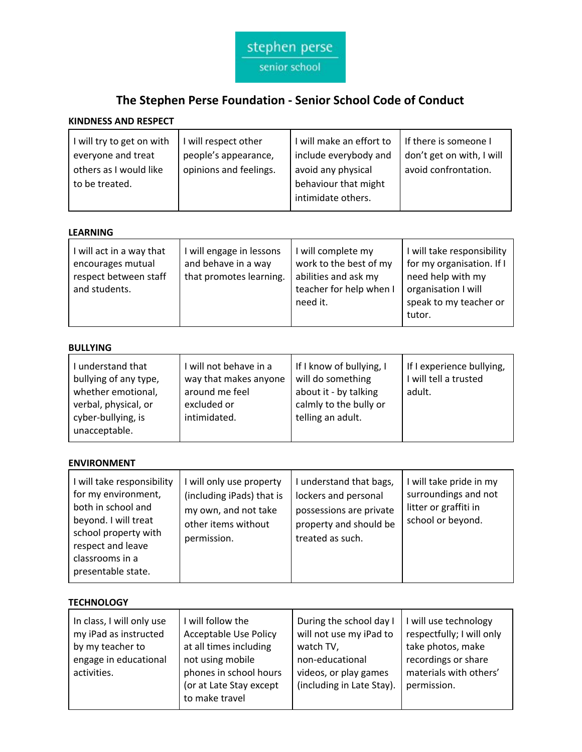stephen perse
senior school

# The Stephen Perse Foundation - Senior School Code of Conduct

## KINDNESS AND RESPECT

| | | | |
|---|---|---|---|
| I will try to get on with everyone and treat others as I would like to be treated. | I will respect other people's appearance, opinions and feelings. | I will make an effort to include everybody and avoid any physical behaviour that might intimidate others. | If there is someone I don't get on with, I will avoid confrontation. |

## LEARNING

| | | | |
|---|---|---|---|
| I will act in a way that encourages mutual respect between staff and students. | I will engage in lessons and behave in a way that promotes learning. | I will complete my work to the best of my abilities and ask my teacher for help when I need it. | I will take responsibility for my organisation. If I need help with my organisation I will speak to my teacher or tutor. |

## BULLYING

| | | | |
|---|---|---|---|
| I understand that bullying of any type, whether emotional, verbal, physical, or cyber-bullying, is unacceptable. | I will not behave in a way that makes anyone around me feel excluded or intimidated. | If I know of bullying, I will do something about it - by talking calmly to the bully or telling an adult. | If I experience bullying, I will tell a trusted adult. |

## ENVIRONMENT

| | | | |
|---|---|---|---|
| I will take responsibility for my environment, both in school and beyond. I will treat school property with respect and leave classrooms in a presentable state. | I will only use property (including iPads) that is my own, and not take other items without permission. | I understand that bags, lockers and personal possessions are private property and should be treated as such. | I will take pride in my surroundings and not litter or graffiti in school or beyond. |

## TECHNOLOGY

| | | | |
|---|---|---|---|
| In class, I will only use my iPad as instructed by my teacher to engage in educational activities. | I will follow the Acceptable Use Policy at all times including not using mobile phones in school hours (or at Late Stay except to make travel | During the school day I will not use my iPad to watch TV, non-educational videos, or play games (including in Late Stay). | I will use technology respectfully; I will only take photos, make recordings or share materials with others' permission. |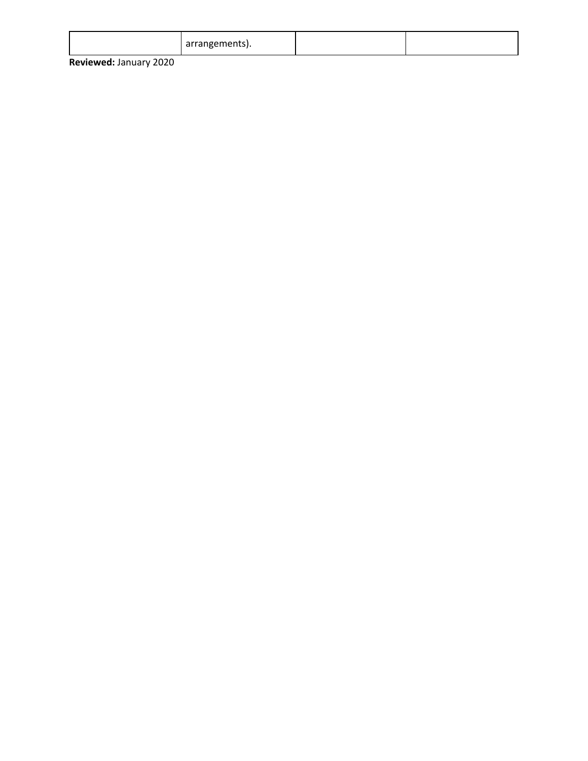| | | | |
|---|---|---|---|
| | arrangements). | | |

**Reviewed:** January 2020